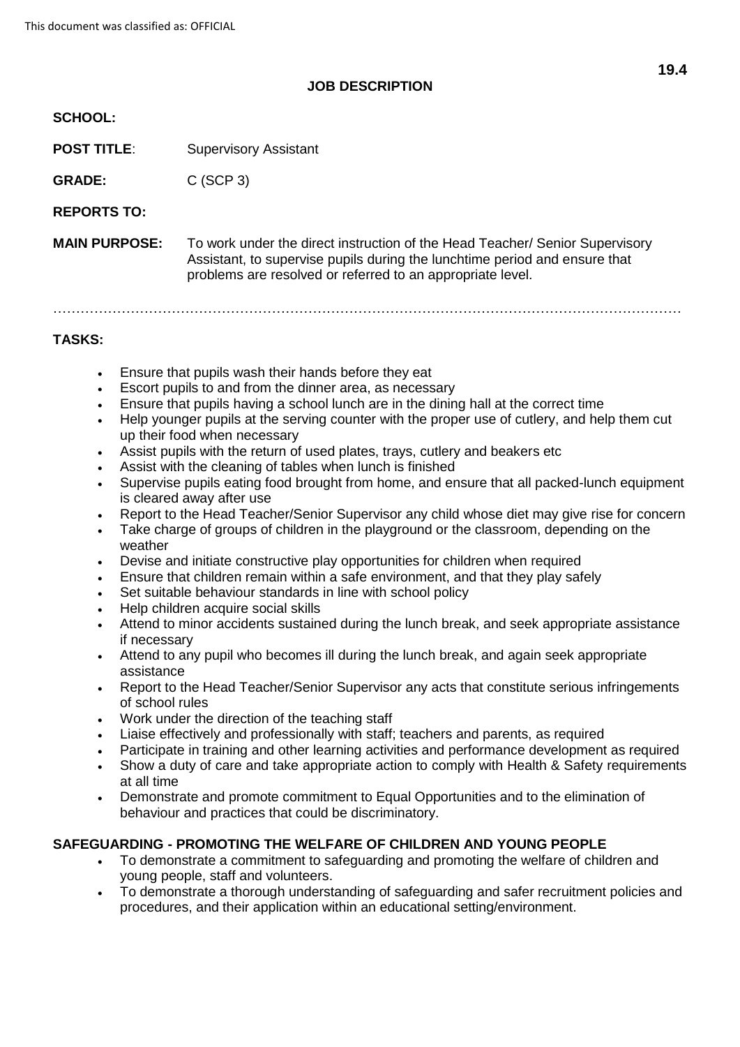# JOB DESCRIPTION

**SCHOOL:**

**POST TITLE**: Supervisory Assistant

**GRADE:** C (SCP 3)

**REPORTS TO:**

**MAIN PURPOSE:** To work under the direct instruction of the Head Teacher/ Senior Supervisory Assistant, to supervise pupils during the lunchtime period and ensure that problems are resolved or referred to an appropriate level.

………………………………………………………………………………………………………………………

**TASKS:**

- Ensure that pupils wash their hands before they eat
- Escort pupils to and from the dinner area, as necessary
- Ensure that pupils having a school lunch are in the dining hall at the correct time
- Help younger pupils at the serving counter with the proper use of cutlery, and help them cut up their food when necessary
- Assist pupils with the return of used plates, trays, cutlery and beakers etc
- Assist with the cleaning of tables when lunch is finished
- Supervise pupils eating food brought from home, and ensure that all packed-lunch equipment is cleared away after use
- Report to the Head Teacher/Senior Supervisor any child whose diet may give rise for concern
- Take charge of groups of children in the playground or the classroom, depending on the weather
- Devise and initiate constructive play opportunities for children when required
- Ensure that children remain within a safe environment, and that they play safely
- Set suitable behaviour standards in line with school policy
- Help children acquire social skills
- Attend to minor accidents sustained during the lunch break, and seek appropriate assistance if necessary
- Attend to any pupil who becomes ill during the lunch break, and again seek appropriate assistance
- Report to the Head Teacher/Senior Supervisor any acts that constitute serious infringements of school rules
- Work under the direction of the teaching staff
- Liaise effectively and professionally with staff; teachers and parents, as required
- Participate in training and other learning activities and performance development as required
- Show a duty of care and take appropriate action to comply with Health & Safety requirements at all time
- Demonstrate and promote commitment to Equal Opportunities and to the elimination of behaviour and practices that could be discriminatory.

**SAFEGUARDING - PROMOTING THE WELFARE OF CHILDREN AND YOUNG PEOPLE**

- To demonstrate a commitment to safeguarding and promoting the welfare of children and young people, staff and volunteers.
- To demonstrate a thorough understanding of safeguarding and safer recruitment policies and procedures, and their application within an educational setting/environment.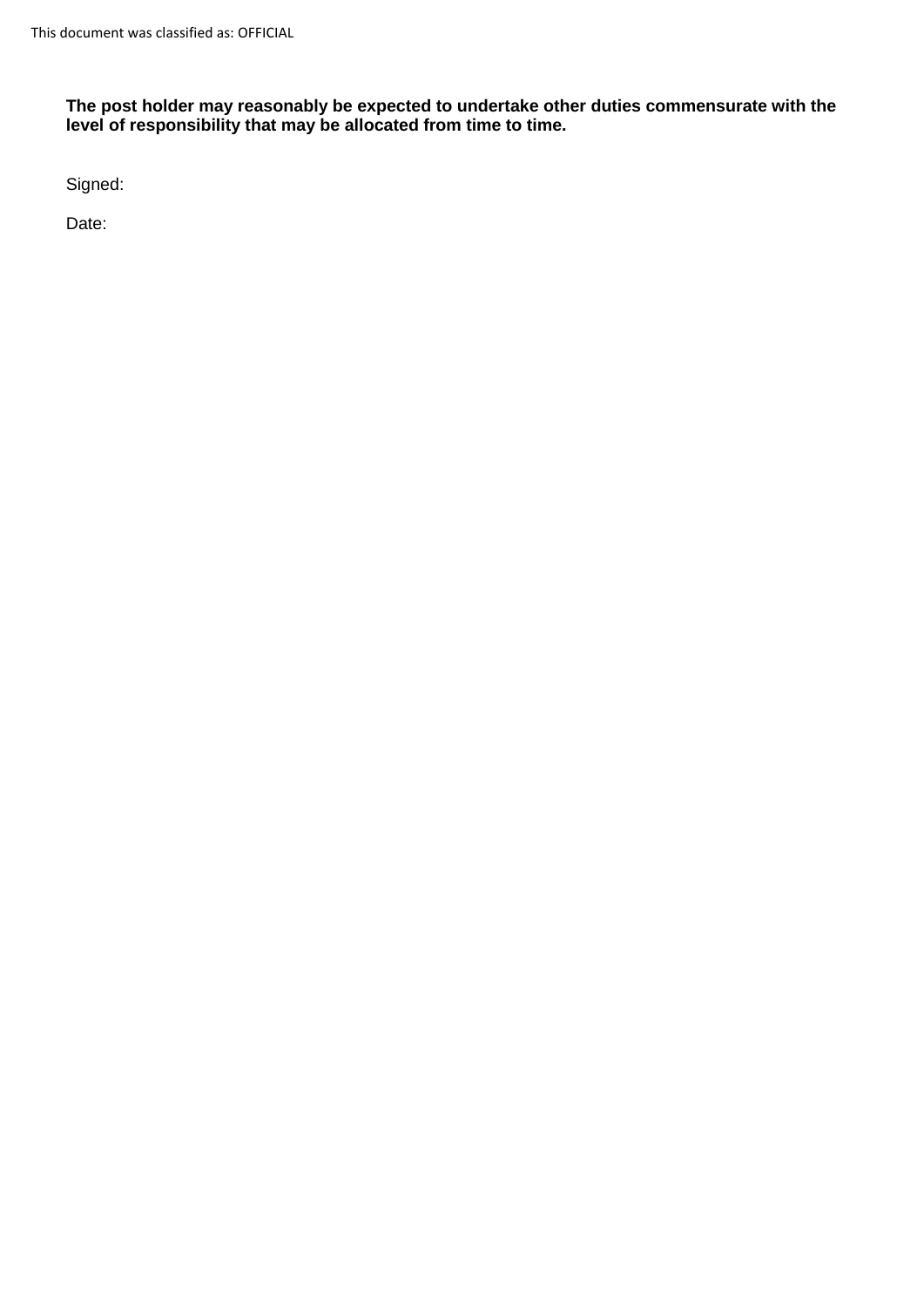**The post holder may reasonably be expected to undertake other duties commensurate with the level of responsibility that may be allocated from time to time.**

Signed:

Date: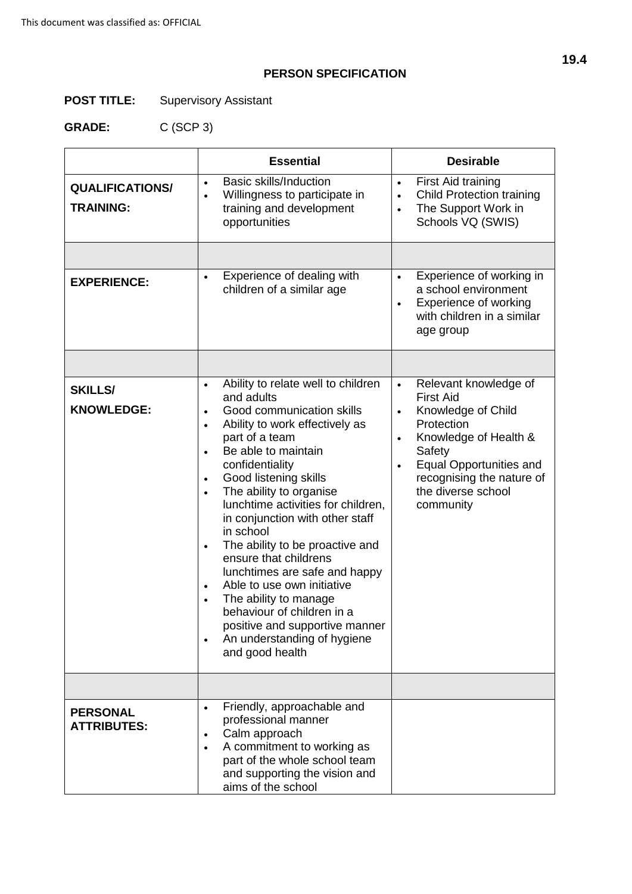# PERSON SPECIFICATION

**POST TITLE:** Supervisory Assistant

**GRADE:** C (SCP 3)

| | Essential | Desirable |
|---|---|---|
| **QUALIFICATIONS/ TRAINING:** | • Basic skills/Induction<br>• Willingness to participate in training and development opportunities | • First Aid training<br>• Child Protection training<br>• The Support Work in Schools VQ (SWIS) |
| | | |
| **EXPERIENCE:** | • Experience of dealing with children of a similar age | • Experience of working in a school environment<br>• Experience of working with children in a similar age group |
| | | |
| **SKILLS/ KNOWLEDGE:** | • Ability to relate well to children and adults<br>• Good communication skills<br>• Ability to work effectively as part of a team<br>• Be able to maintain confidentiality<br>• Good listening skills<br>• The ability to organise lunchtime activities for children, in conjunction with other staff in school<br>• The ability to be proactive and ensure that childrens lunchtimes are safe and happy<br>• Able to use own initiative<br>• The ability to manage behaviour of children in a positive and supportive manner<br>• An understanding of hygiene and good health | • Relevant knowledge of First Aid<br>• Knowledge of Child Protection<br>• Knowledge of Health & Safety<br>• Equal Opportunities and recognising the nature of the diverse school community |
| | | |
| **PERSONAL ATTRIBUTES:** | • Friendly, approachable and professional manner<br>• Calm approach<br>• A commitment to working as part of the whole school team and supporting the vision and aims of the school | |